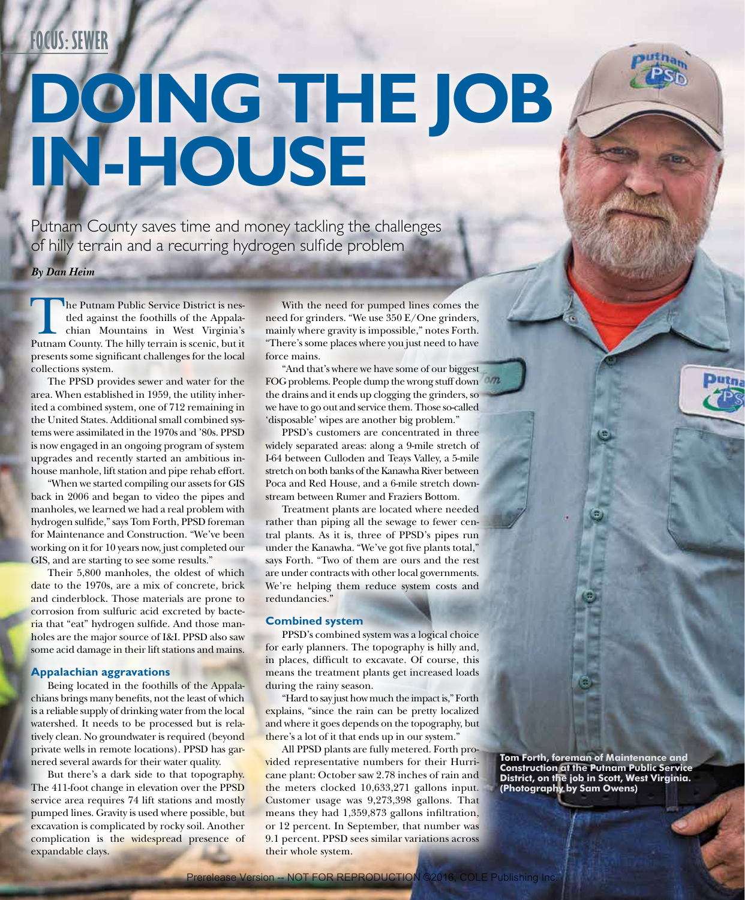FOCUS: SEWER

# DOING THE JOB IN-HOUSE

Putnam County saves time and money tackling the challenges of hilly terrain and a recurring hydrogen sulfide problem

***By Dan Heim***

The Putnam Public Service District is nestled against the foothills of the Appalachian Mountains in West Virginia's Putnam County. The hilly terrain is scenic, but it presents some significant challenges for the local collections system.

The PPSD provides sewer and water for the area. When established in 1959, the utility inherited a combined system, one of 712 remaining in the United States. Additional small combined systems were assimilated in the 1970s and '80s. PPSD is now engaged in an ongoing program of system upgrades and recently started an ambitious in-house manhole, lift station and pipe rehab effort.

"When we started compiling our assets for GIS back in 2006 and began to video the pipes and manholes, we learned we had a real problem with hydrogen sulfide," says Tom Forth, PPSD foreman for Maintenance and Construction. "We've been working on it for 10 years now, just completed our GIS, and are starting to see some results."

Their 5,800 manholes, the oldest of which date to the 1970s, are a mix of concrete, brick and cinderblock. Those materials are prone to corrosion from sulfuric acid excreted by bacteria that "eat" hydrogen sulfide. And those manholes are the major source of I&I. PPSD also saw some acid damage in their lift stations and mains.

### Appalachian aggravations

Being located in the foothills of the Appalachians brings many benefits, not the least of which is a reliable supply of drinking water from the local watershed. It needs to be processed but is relatively clean. No groundwater is required (beyond private wells in remote locations). PPSD has garnered several awards for their water quality.

But there's a dark side to that topography. The 411-foot change in elevation over the PPSD service area requires 74 lift stations and mostly pumped lines. Gravity is used where possible, but excavation is complicated by rocky soil. Another complication is the widespread presence of expandable clays.

With the need for pumped lines comes the need for grinders. "We use 350 E/One grinders, mainly where gravity is impossible," notes Forth. "There's some places where you just need to have force mains.

"And that's where we have some of our biggest FOG problems. People dump the wrong stuff down the drains and it ends up clogging the grinders, so we have to go out and service them. Those so-called 'disposable' wipes are another big problem."

PPSD's customers are concentrated in three widely separated areas: along a 9-mile stretch of I-64 between Culloden and Teays Valley, a 5-mile stretch on both banks of the Kanawha River between Poca and Red House, and a 6-mile stretch downstream between Rumer and Fraziers Bottom.

Treatment plants are located where needed rather than piping all the sewage to fewer central plants. As it is, three of PPSD's pipes run under the Kanawha. "We've got five plants total," says Forth. "Two of them are ours and the rest are under contracts with other local governments. We're helping them reduce system costs and redundancies."

### Combined system

PPSD's combined system was a logical choice for early planners. The topography is hilly and, in places, difficult to excavate. Of course, this means the treatment plants get increased loads during the rainy season.

"Hard to say just how much the impact is," Forth explains, "since the rain can be pretty localized and where it goes depends on the topography, but there's a lot of it that ends up in our system."

All PPSD plants are fully metered. Forth provided representative numbers for their Hurricane plant: October saw 2.78 inches of rain and the meters clocked 10,633,271 gallons input. Customer usage was 9,273,398 gallons. That means they had 1,359,873 gallons infiltration, or 12 percent. In September, that number was 9.1 percent. PPSD sees similar variations across their whole system.

**Tom Forth, foreman of Maintenance and Construction at the Putnam Public Service District, on the job in Scott, West Virginia. (Photography by Sam Owens)**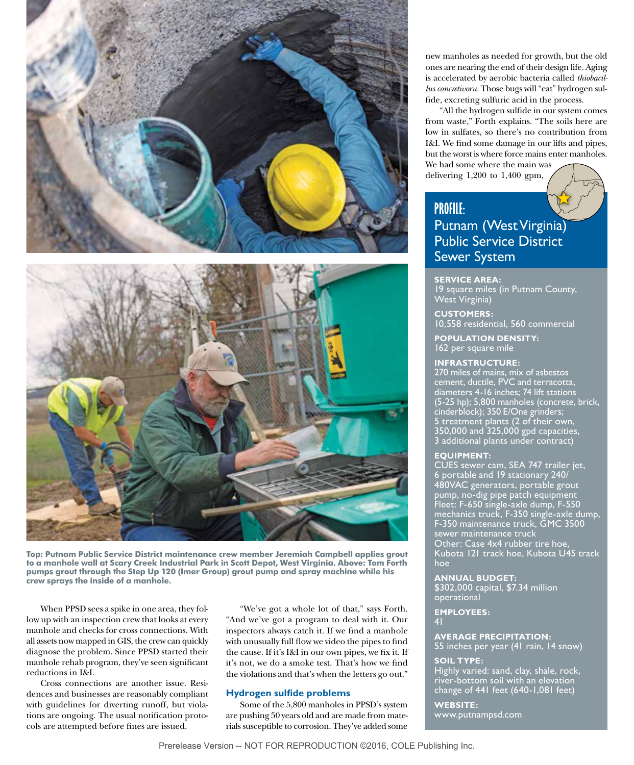Top: Putnam Public Service District maintenance crew member Jeremiah Campbell applies grout to a manhole wall at Scary Creek Industrial Park in Scott Depot, West Virginia. Above: Tom Forth pumps grout through the Step Up 120 (Imer Group) grout pump and spray machine while his crew sprays the inside of a manhole.

When PPSD sees a spike in one area, they follow up with an inspection crew that looks at every manhole and checks for cross connections. With all assets now mapped in GIS, the crew can quickly diagnose the problem. Since PPSD started their manhole rehab program, they've seen significant reductions in I&I.

Cross connections are another issue. Residences and businesses are reasonably compliant with guidelines for diverting runoff, but violations are ongoing. The usual notification protocols are attempted before fines are issued.

"We've got a whole lot of that," says Forth. "And we've got a program to deal with it. Our inspectors always catch it. If we find a manhole with unusually full flow we video the pipes to find the cause. If it's I&I in our own pipes, we fix it. If it's not, we do a smoke test. That's how we find the violations and that's when the letters go out."

### Hydrogen sulfide problems

Some of the 5,800 manholes in PPSD's system are pushing 50 years old and are made from materials susceptible to corrosion. They've added some new manholes as needed for growth, but the old ones are nearing the end of their design life. Aging is accelerated by aerobic bacteria called *thiobacillus concretivoru*. Those bugs will "eat" hydrogen sulfide, excreting sulfuric acid in the process.

"All the hydrogen sulfide in our system comes from waste," Forth explains. "The soils here are low in sulfates, so there's no contribution from I&I. We find some damage in our lifts and pipes, but the worst is where force mains enter manholes. We had some where the main was delivering 1,200 to 1,400 gpm,

## PROFILE: Putnam (West Virginia) Public Service District Sewer System

**SERVICE AREA:**
19 square miles (in Putnam County, West Virginia)

**CUSTOMERS:**
10,558 residential, 560 commercial

**POPULATION DENSITY:**
162 per square mile

**INFRASTRUCTURE:**
270 miles of mains, mix of asbestos cement, ductile, PVC and terracotta, diameters 4-16 inches; 74 lift stations (5-25 hp); 5,800 manholes (concrete, brick, cinderblock); 350 E/One grinders; 5 treatment plants (2 of their own, 350,000 and 325,000 gpd capacities, 3 additional plants under contract)

**EQUIPMENT:**
CUES sewer cam, SEA 747 trailer jet, 6 portable and 19 stationary 240/480VAC generators, portable grout pump, no-dig pipe patch equipment
Fleet: F-650 single-axle dump, F-550 mechanics truck, F-350 single-axle dump, F-350 maintenance truck, GMC 3500 sewer maintenance truck
Other: Case 4x4 rubber tire hoe, Kubota 121 track hoe, Kubota U45 track hoe

**ANNUAL BUDGET:**
$302,000 capital, $7.34 million operational

**EMPLOYEES:**
41

**AVERAGE PRECIPITATION:**
55 inches per year (41 rain, 14 snow)

**SOIL TYPE:**
Highly varied: sand, clay, shale, rock, river-bottom soil with an elevation change of 441 feet (640-1,081 feet)

**WEBSITE:**
www.putnampsd.com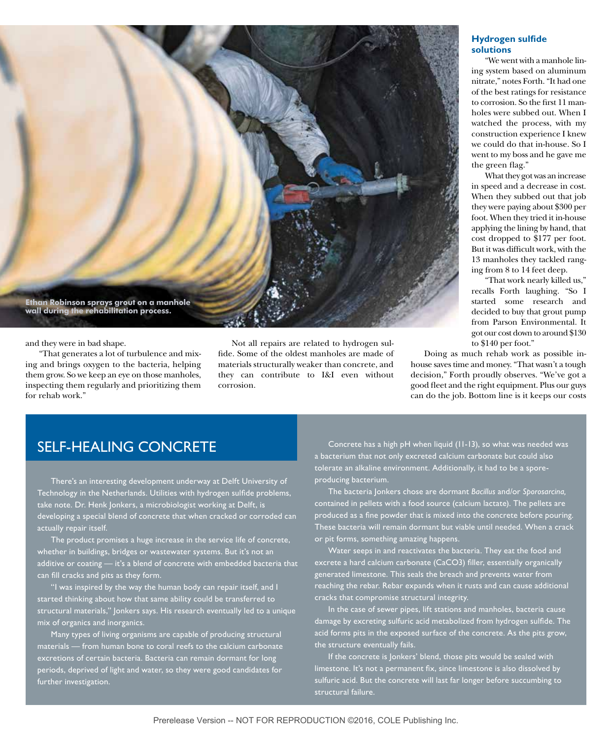Ethan Robinson sprays grout on a manhole wall during the rehabilitation process.

and they were in bad shape.

"That generates a lot of turbulence and mixing and brings oxygen to the bacteria, helping them grow. So we keep an eye on those manholes, inspecting them regularly and prioritizing them for rehab work."

Not all repairs are related to hydrogen sulfide. Some of the oldest manholes are made of materials structurally weaker than concrete, and they can contribute to I&I even without corrosion.

### Hydrogen sulfide solutions

"We went with a manhole lining system based on aluminum nitrate," notes Forth. "It had one of the best ratings for resistance to corrosion. So the first 11 manholes were subbed out. When I watched the process, with my construction experience I knew we could do that in-house. So I went to my boss and he gave me the green flag."

What they got was an increase in speed and a decrease in cost. When they subbed out that job they were paying about $300 per foot. When they tried it in-house applying the lining by hand, that cost dropped to $177 per foot. But it was difficult work, with the 13 manholes they tackled ranging from 8 to 14 feet deep.

"That work nearly killed us," recalls Forth laughing. "So I started some research and decided to buy that grout pump from Parson Environmental. It got our cost down to around $130 to $140 per foot."

Doing as much rehab work as possible in-house saves time and money. "That wasn't a tough decision," Forth proudly observes. "We've got a good fleet and the right equipment. Plus our guys can do the job. Bottom line is it keeps our costs

## SELF-HEALING CONCRETE

There's an interesting development underway at Delft University of Technology in the Netherlands. Utilities with hydrogen sulfide problems, take note. Dr. Henk Jonkers, a microbiologist working at Delft, is developing a special blend of concrete that when cracked or corroded can actually repair itself.

The product promises a huge increase in the service life of concrete, whether in buildings, bridges or wastewater systems. But it's not an additive or coating — it's a blend of concrete with embedded bacteria that can fill cracks and pits as they form.

"I was inspired by the way the human body can repair itself, and I started thinking about how that same ability could be transferred to structural materials," Jonkers says. His research eventually led to a unique mix of organics and inorganics.

Many types of living organisms are capable of producing structural materials — from human bone to coral reefs to the calcium carbonate excretions of certain bacteria. Bacteria can remain dormant for long periods, deprived of light and water, so they were good candidates for further investigation.

Concrete has a high pH when liquid (11-13), so what was needed was a bacterium that not only excreted calcium carbonate but could also tolerate an alkaline environment. Additionally, it had to be a spore-producing bacterium.

The bacteria Jonkers chose are dormant *Bacillus* and/or *Sporosarcina,* contained in pellets with a food source (calcium lactate). The pellets are produced as a fine powder that is mixed into the concrete before pouring. These bacteria will remain dormant but viable until needed. When a crack or pit forms, something amazing happens.

Water seeps in and reactivates the bacteria. They eat the food and excrete a hard calcium carbonate ($CaCO_3$) filler, essentially organically generated limestone. This seals the breach and prevents water from reaching the rebar. Rebar expands when it rusts and can cause additional cracks that compromise structural integrity.

In the case of sewer pipes, lift stations and manholes, bacteria cause damage by excreting sulfuric acid metabolized from hydrogen sulfide. The acid forms pits in the exposed surface of the concrete. As the pits grow, the structure eventually fails.

If the concrete is Jonkers' blend, those pits would be sealed with limestone. It's not a permanent fix, since limestone is also dissolved by sulfuric acid. But the concrete will last far longer before succumbing to structural failure.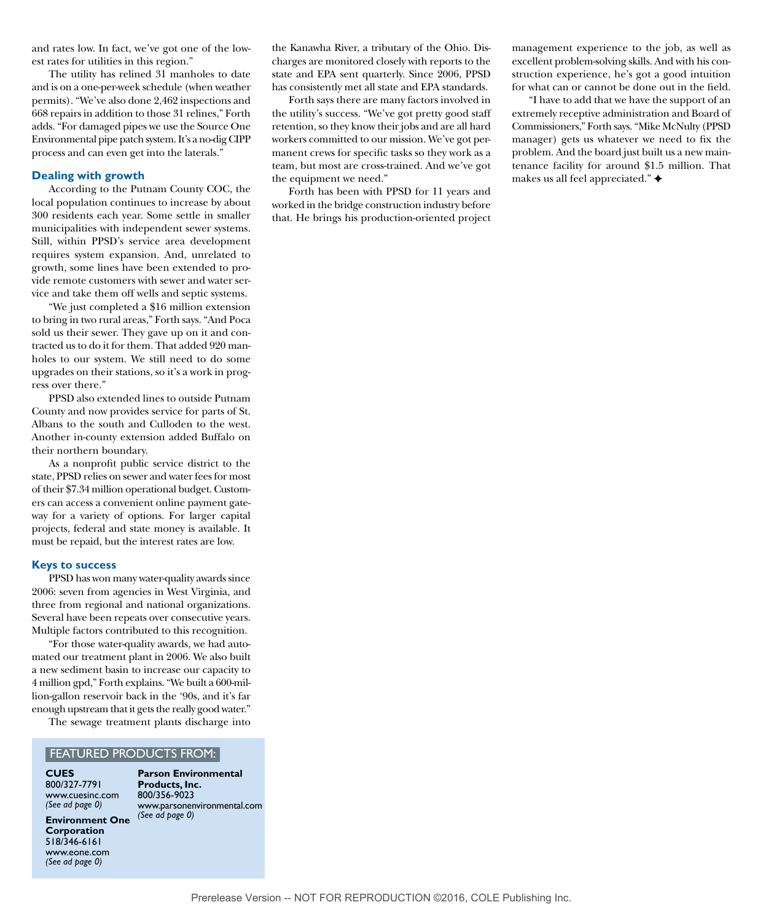and rates low. In fact, we've got one of the lowest rates for utilities in this region."

The utility has relined 31 manholes to date and is on a one-per-week schedule (when weather permits). "We've also done 2,462 inspections and 668 repairs in addition to those 31 relines," Forth adds. "For damaged pipes we use the Source One Environmental pipe patch system. It's a no-dig CIPP process and can even get into the laterals."

### Dealing with growth

According to the Putnam County COC, the local population continues to increase by about 300 residents each year. Some settle in smaller municipalities with independent sewer systems. Still, within PPSD's service area development requires system expansion. And, unrelated to growth, some lines have been extended to provide remote customers with sewer and water service and take them off wells and septic systems.

"We just completed a $16 million extension to bring in two rural areas," Forth says. "And Poca sold us their sewer. They gave up on it and contracted us to do it for them. That added 920 manholes to our system. We still need to do some upgrades on their stations, so it's a work in progress over there."

PPSD also extended lines to outside Putnam County and now provides service for parts of St. Albans to the south and Culloden to the west. Another in-county extension added Buffalo on their northern boundary.

As a nonprofit public service district to the state, PPSD relies on sewer and water fees for most of their $7.34 million operational budget. Customers can access a convenient online payment gateway for a variety of options. For larger capital projects, federal and state money is available. It must be repaid, but the interest rates are low.

### Keys to success

PPSD has won many water-quality awards since 2006: seven from agencies in West Virginia, and three from regional and national organizations. Several have been repeats over consecutive years. Multiple factors contributed to this recognition.

"For those water-quality awards, we had automated our treatment plant in 2006. We also built a new sediment basin to increase our capacity to 4 million gpd," Forth explains. "We built a 600-million-gallon reservoir back in the '90s, and it's far enough upstream that it gets the really good water."

The sewage treatment plants discharge into the Kanawha River, a tributary of the Ohio. Discharges are monitored closely with reports to the state and EPA sent quarterly. Since 2006, PPSD has consistently met all state and EPA standards.

Forth says there are many factors involved in the utility's success. "We've got pretty good staff retention, so they know their jobs and are all hard workers committed to our mission. We've got permanent crews for specific tasks so they work as a team, but most are cross-trained. And we've got the equipment we need."

Forth has been with PPSD for 11 years and worked in the bridge construction industry before that. He brings his production-oriented project management experience to the job, as well as excellent problem-solving skills. And with his construction experience, he's got a good intuition for what can or cannot be done out in the field.

"I have to add that we have the support of an extremely receptive administration and Board of Commissioners," Forth says. "Mike McNulty (PPSD manager) gets us whatever we need to fix the problem. And the board just built us a new maintenance facility for around $1.5 million. That makes us all feel appreciated." ✦

## FEATURED PRODUCTS FROM:

**CUES**
800/327-7791
www.cuesinc.com
*(See ad page 0)*

**Environment One Corporation**
518/346-6161
www.eone.com
*(See ad page 0)*

**Parson Environmental Products, Inc.**
800/356-9023
www.parsonenvironmental.com
*(See ad page 0)*